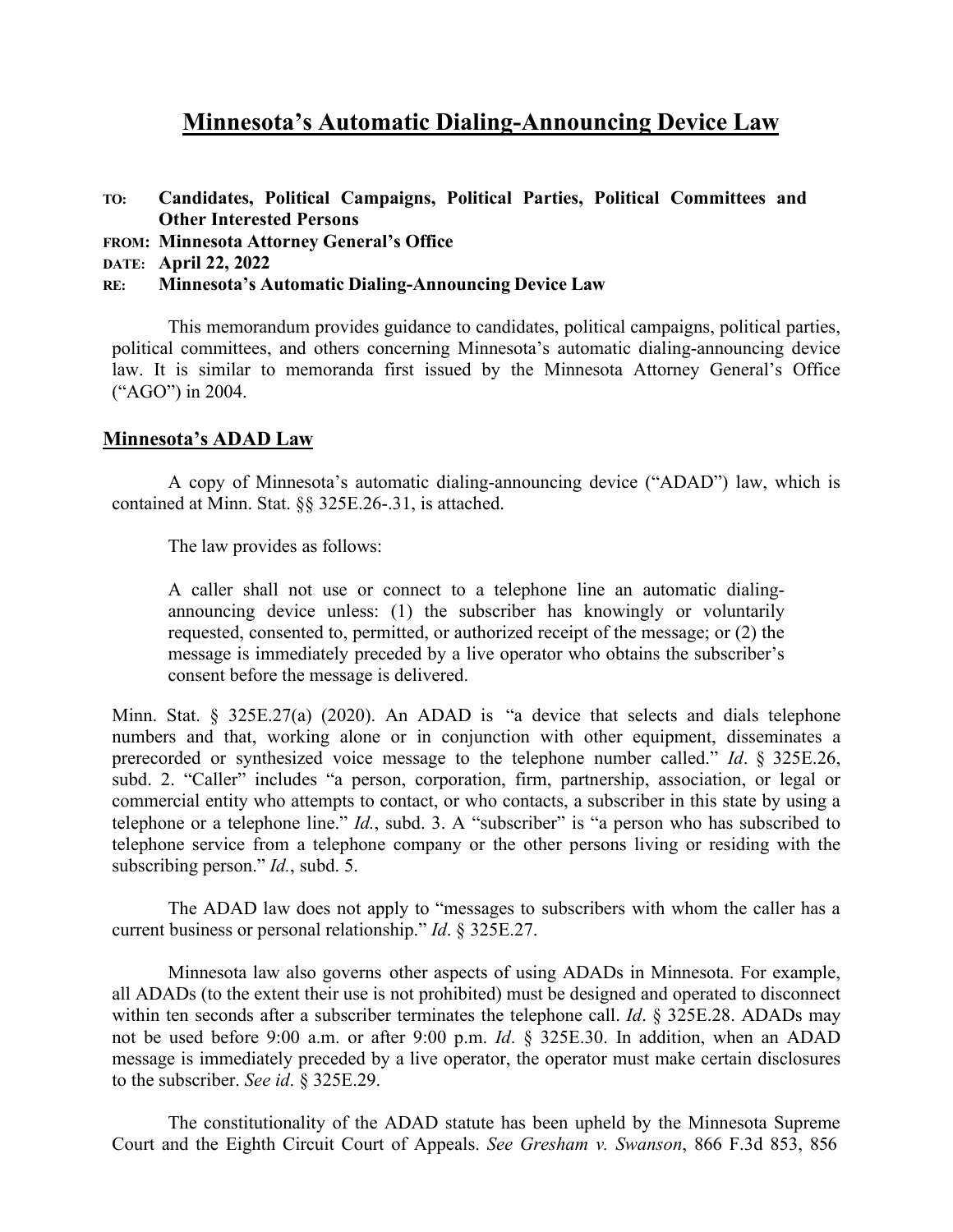# Minnesota's Automatic Dialing-Announcing Device Law

**TO:** **Candidates, Political Campaigns, Political Parties, Political Committees and Other Interested Persons**
**FROM:** **Minnesota Attorney General's Office**
**DATE:** **April 22, 2022**
**RE:** **Minnesota's Automatic Dialing-Announcing Device Law**

This memorandum provides guidance to candidates, political campaigns, political parties, political committees, and others concerning Minnesota's automatic dialing-announcing device law. It is similar to memoranda first issued by the Minnesota Attorney General's Office ("AGO") in 2004.

## Minnesota's ADAD Law

A copy of Minnesota's automatic dialing-announcing device ("ADAD") law, which is contained at Minn. Stat. §§ 325E.26-.31, is attached.

The law provides as follows:

> A caller shall not use or connect to a telephone line an automatic dialing-announcing device unless: (1) the subscriber has knowingly or voluntarily requested, consented to, permitted, or authorized receipt of the message; or (2) the message is immediately preceded by a live operator who obtains the subscriber's consent before the message is delivered.

Minn. Stat. § 325E.27(a) (2020). An ADAD is "a device that selects and dials telephone numbers and that, working alone or in conjunction with other equipment, disseminates a prerecorded or synthesized voice message to the telephone number called." *Id*. § 325E.26, subd. 2. "Caller" includes "a person, corporation, firm, partnership, association, or legal or commercial entity who attempts to contact, or who contacts, a subscriber in this state by using a telephone or a telephone line." *Id.*, subd. 3. A "subscriber" is "a person who has subscribed to telephone service from a telephone company or the other persons living or residing with the subscribing person." *Id.*, subd. 5.

The ADAD law does not apply to "messages to subscribers with whom the caller has a current business or personal relationship." *Id*. § 325E.27.

Minnesota law also governs other aspects of using ADADs in Minnesota. For example, all ADADs (to the extent their use is not prohibited) must be designed and operated to disconnect within ten seconds after a subscriber terminates the telephone call. *Id*. § 325E.28. ADADs may not be used before 9:00 a.m. or after 9:00 p.m. *Id*. § 325E.30. In addition, when an ADAD message is immediately preceded by a live operator, the operator must make certain disclosures to the subscriber. *See id*. § 325E.29.

The constitutionality of the ADAD statute has been upheld by the Minnesota Supreme Court and the Eighth Circuit Court of Appeals. *See Gresham v. Swanson*, 866 F.3d 853, 856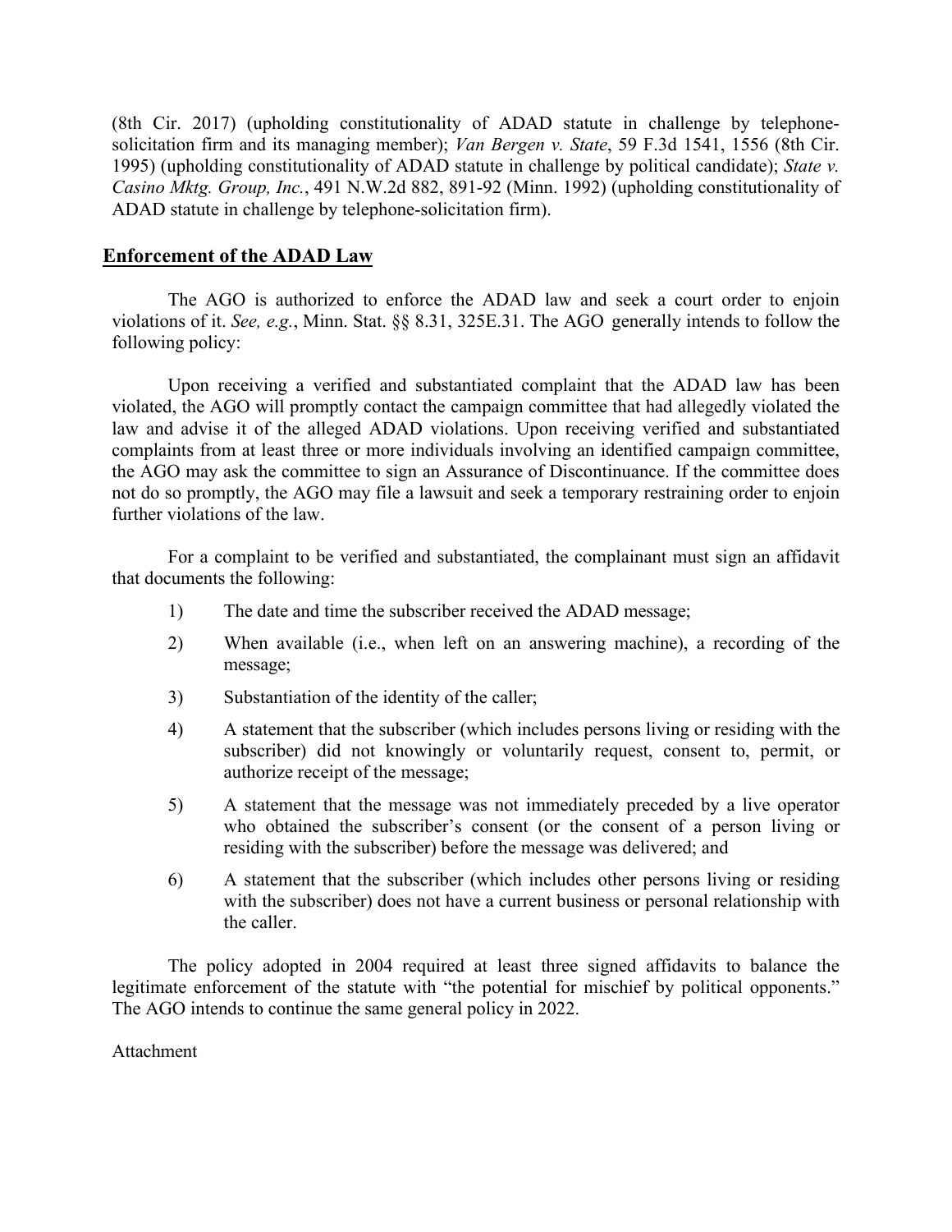(8th Cir. 2017) (upholding constitutionality of ADAD statute in challenge by telephone-solicitation firm and its managing member); *Van Bergen v. State*, 59 F.3d 1541, 1556 (8th Cir. 1995) (upholding constitutionality of ADAD statute in challenge by political candidate); *State v. Casino Mktg. Group, Inc.*, 491 N.W.2d 882, 891-92 (Minn. 1992) (upholding constitutionality of ADAD statute in challenge by telephone-solicitation firm).

## Enforcement of the ADAD Law

The AGO is authorized to enforce the ADAD law and seek a court order to enjoin violations of it. *See, e.g.*, Minn. Stat. §§ 8.31, 325E.31. The AGO generally intends to follow the following policy:

Upon receiving a verified and substantiated complaint that the ADAD law has been violated, the AGO will promptly contact the campaign committee that had allegedly violated the law and advise it of the alleged ADAD violations. Upon receiving verified and substantiated complaints from at least three or more individuals involving an identified campaign committee, the AGO may ask the committee to sign an Assurance of Discontinuance. If the committee does not do so promptly, the AGO may file a lawsuit and seek a temporary restraining order to enjoin further violations of the law.

For a complaint to be verified and substantiated, the complainant must sign an affidavit that documents the following:

1) The date and time the subscriber received the ADAD message;
2) When available (i.e., when left on an answering machine), a recording of the message;
3) Substantiation of the identity of the caller;
4) A statement that the subscriber (which includes persons living or residing with the subscriber) did not knowingly or voluntarily request, consent to, permit, or authorize receipt of the message;
5) A statement that the message was not immediately preceded by a live operator who obtained the subscriber's consent (or the consent of a person living or residing with the subscriber) before the message was delivered; and
6) A statement that the subscriber (which includes other persons living or residing with the subscriber) does not have a current business or personal relationship with the caller.

The policy adopted in 2004 required at least three signed affidavits to balance the legitimate enforcement of the statute with "the potential for mischief by political opponents." The AGO intends to continue the same general policy in 2022.

Attachment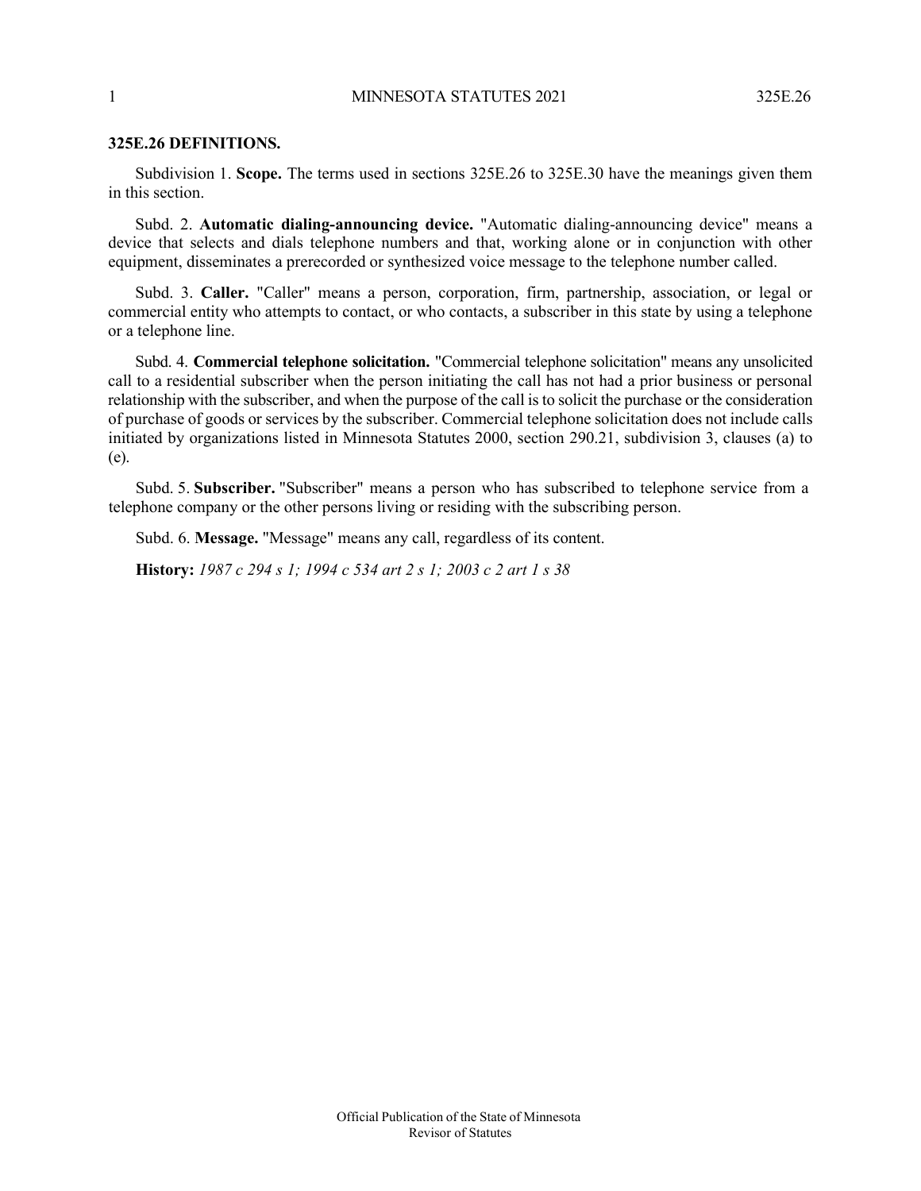## 325E.26 DEFINITIONS.

Subdivision 1. **Scope.** The terms used in sections 325E.26 to 325E.30 have the meanings given them in this section.

Subd. 2. **Automatic dialing-announcing device.** "Automatic dialing-announcing device" means a device that selects and dials telephone numbers and that, working alone or in conjunction with other equipment, disseminates a prerecorded or synthesized voice message to the telephone number called.

Subd. 3. **Caller.** "Caller" means a person, corporation, firm, partnership, association, or legal or commercial entity who attempts to contact, or who contacts, a subscriber in this state by using a telephone or a telephone line.

Subd. 4. **Commercial telephone solicitation.** "Commercial telephone solicitation" means any unsolicited call to a residential subscriber when the person initiating the call has not had a prior business or personal relationship with the subscriber, and when the purpose of the call is to solicit the purchase or the consideration of purchase of goods or services by the subscriber. Commercial telephone solicitation does not include calls initiated by organizations listed in Minnesota Statutes 2000, section 290.21, subdivision 3, clauses (a) to (e).

Subd. 5. **Subscriber.** "Subscriber" means a person who has subscribed to telephone service from a telephone company or the other persons living or residing with the subscribing person.

Subd. 6. **Message.** "Message" means any call, regardless of its content.

**History:** *1987 c 294 s 1; 1994 c 534 art 2 s 1; 2003 c 2 art 1 s 38*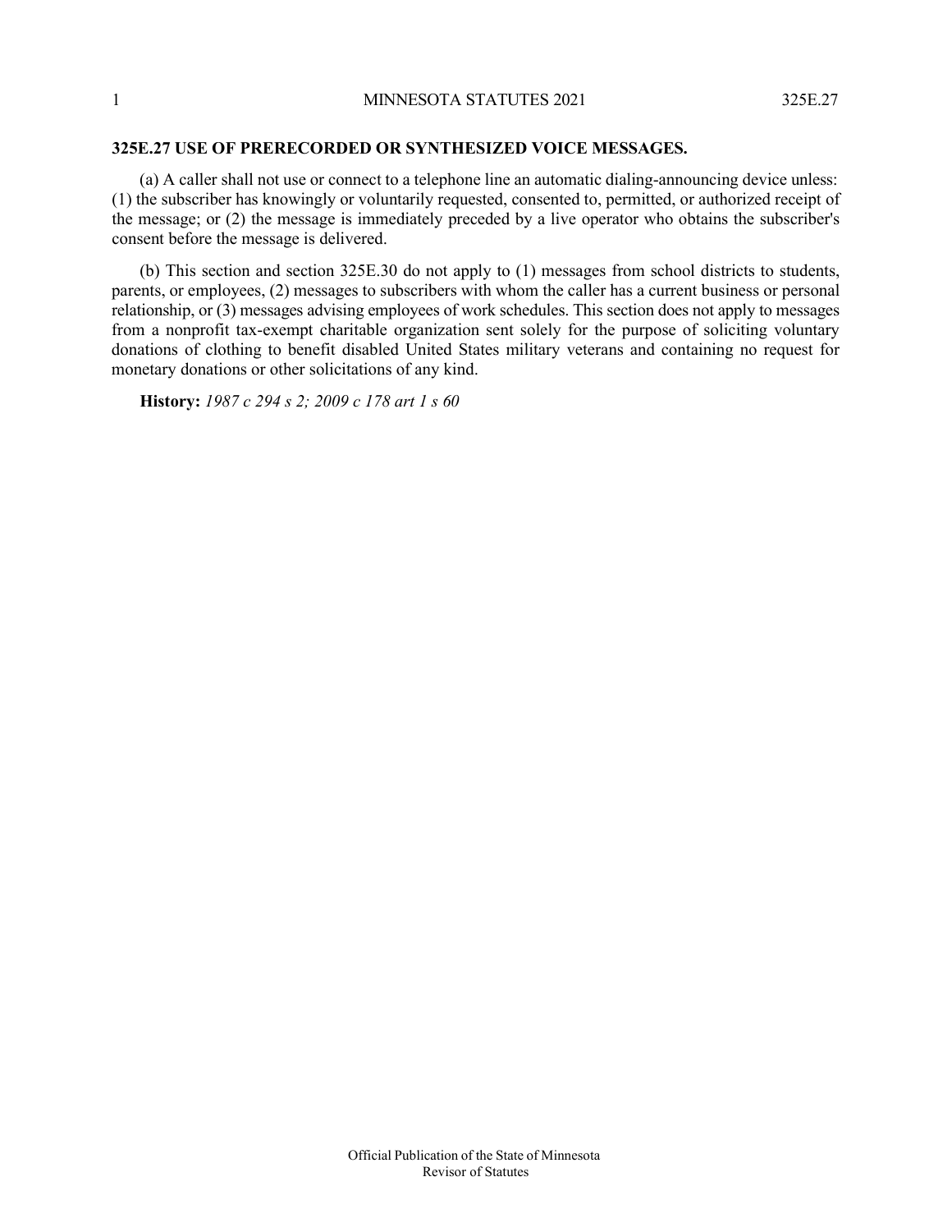### 325E.27 USE OF PRERECORDED OR SYNTHESIZED VOICE MESSAGES.

(a) A caller shall not use or connect to a telephone line an automatic dialing-announcing device unless: (1) the subscriber has knowingly or voluntarily requested, consented to, permitted, or authorized receipt of the message; or (2) the message is immediately preceded by a live operator who obtains the subscriber's consent before the message is delivered.

(b) This section and section 325E.30 do not apply to (1) messages from school districts to students, parents, or employees, (2) messages to subscribers with whom the caller has a current business or personal relationship, or (3) messages advising employees of work schedules. This section does not apply to messages from a nonprofit tax-exempt charitable organization sent solely for the purpose of soliciting voluntary donations of clothing to benefit disabled United States military veterans and containing no request for monetary donations or other solicitations of any kind.

**History:** *1987 c 294 s 2; 2009 c 178 art 1 s 60*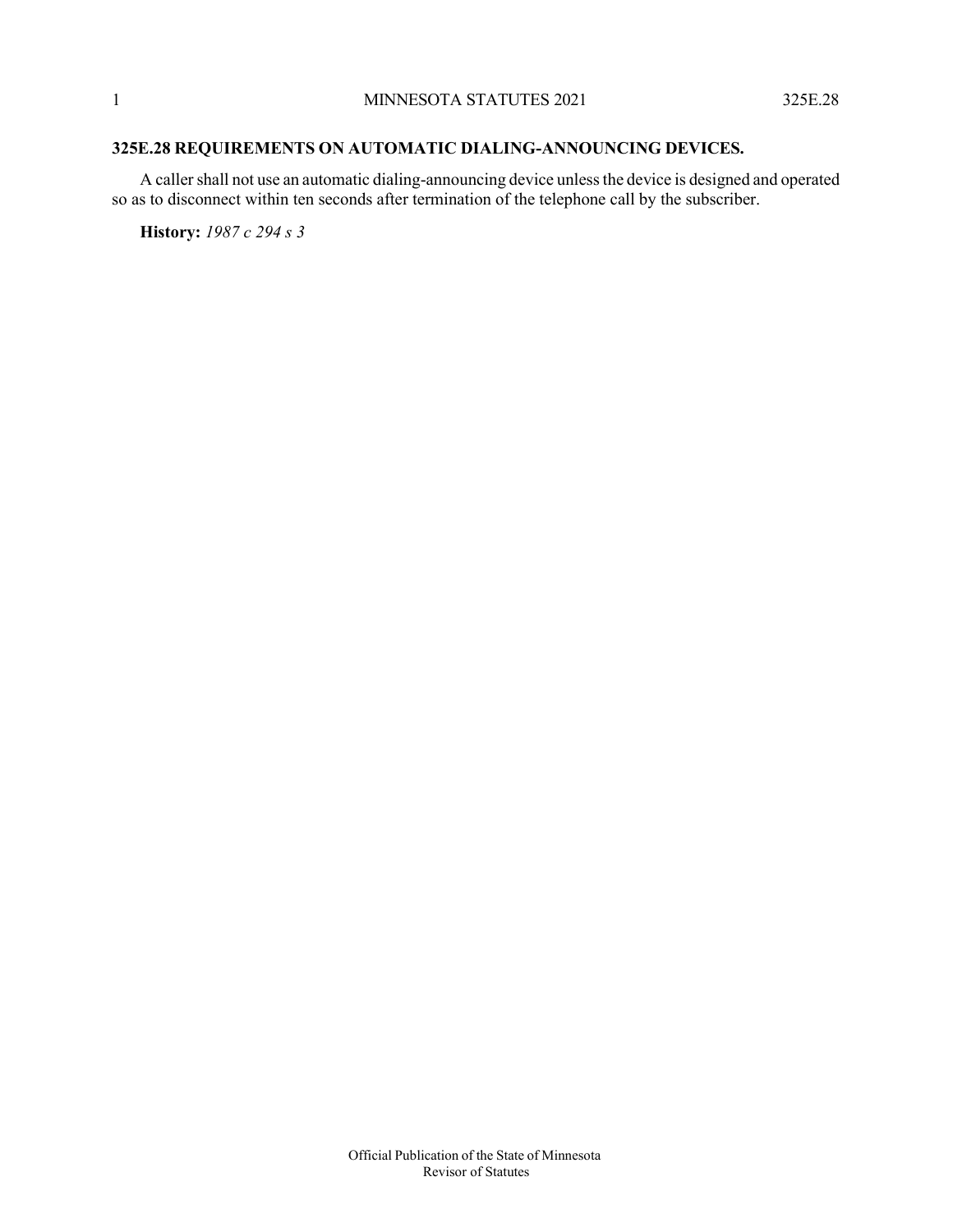## 325E.28 REQUIREMENTS ON AUTOMATIC DIALING-ANNOUNCING DEVICES.

A caller shall not use an automatic dialing-announcing device unless the device is designed and operated so as to disconnect within ten seconds after termination of the telephone call by the subscriber.

**History:** *1987 c 294 s 3*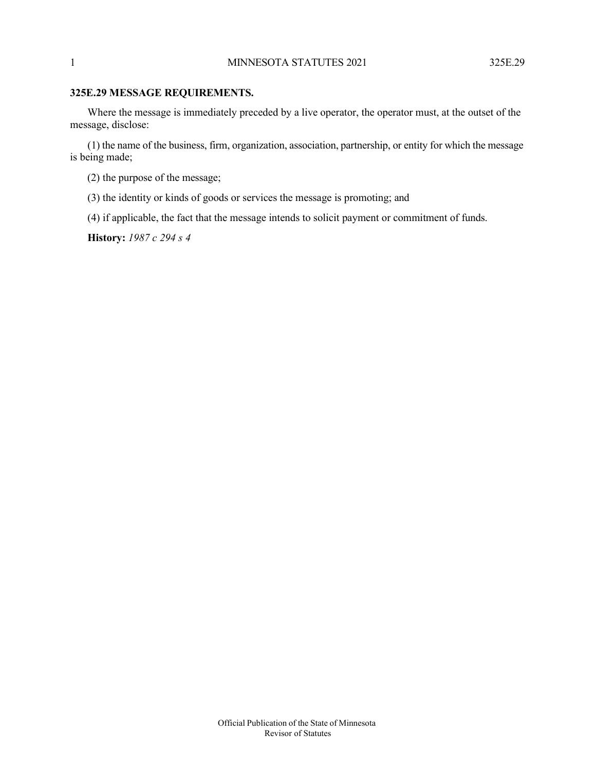## 325E.29 MESSAGE REQUIREMENTS.

Where the message is immediately preceded by a live operator, the operator must, at the outset of the message, disclose:

(1) the name of the business, firm, organization, association, partnership, or entity for which the message is being made;

(2) the purpose of the message;

(3) the identity or kinds of goods or services the message is promoting; and

(4) if applicable, the fact that the message intends to solicit payment or commitment of funds.

**History:** *1987 c 294 s 4*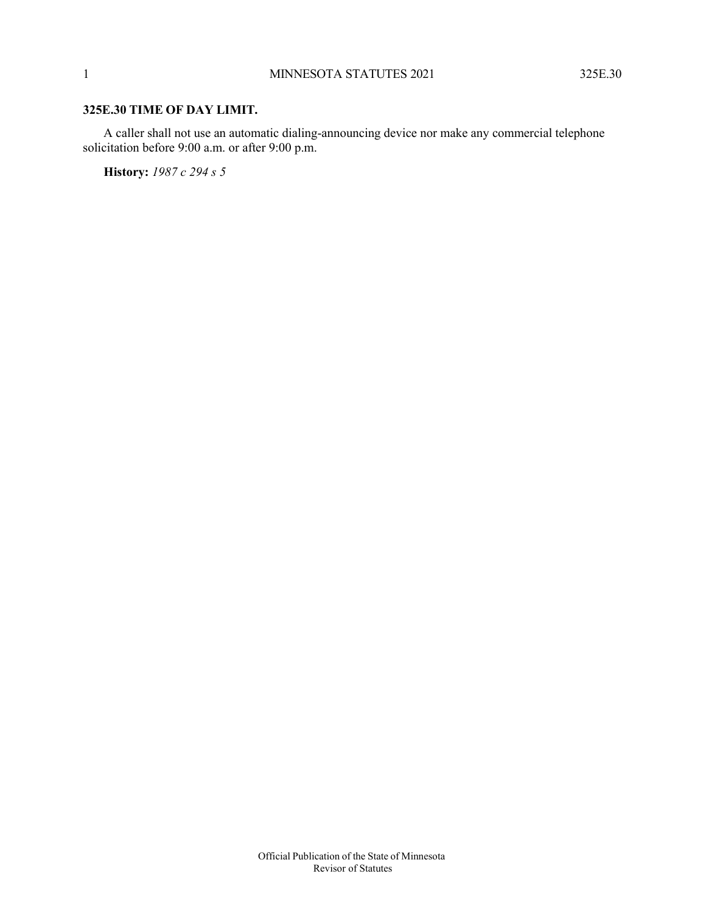**325E.30 TIME OF DAY LIMIT.**

A caller shall not use an automatic dialing-announcing device nor make any commercial telephone solicitation before 9:00 a.m. or after 9:00 p.m.

**History:** *1987 c 294 s 5*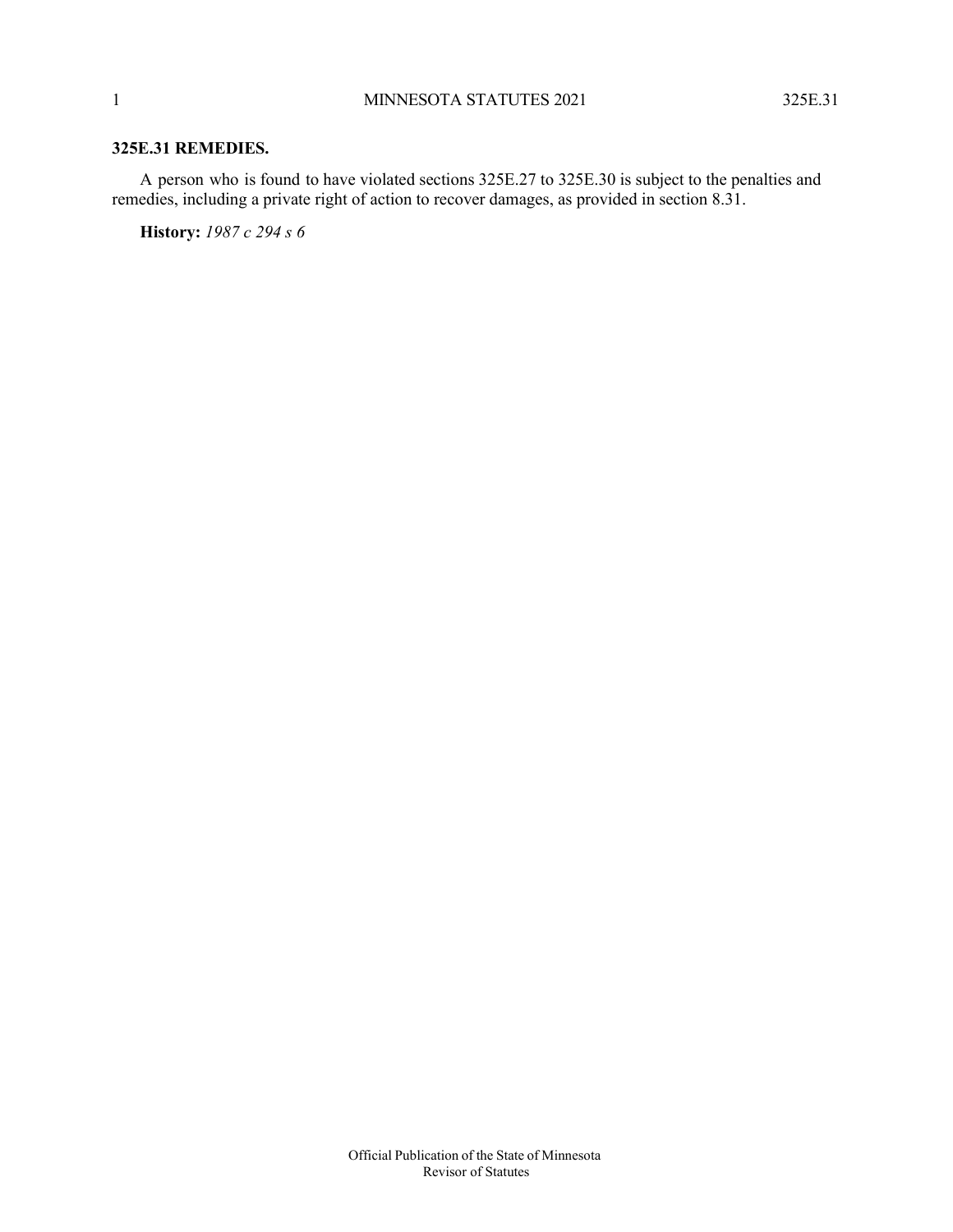**325E.31 REMEDIES.**

A person who is found to have violated sections 325E.27 to 325E.30 is subject to the penalties and remedies, including a private right of action to recover damages, as provided in section 8.31.

**History:** *1987 c 294 s 6*